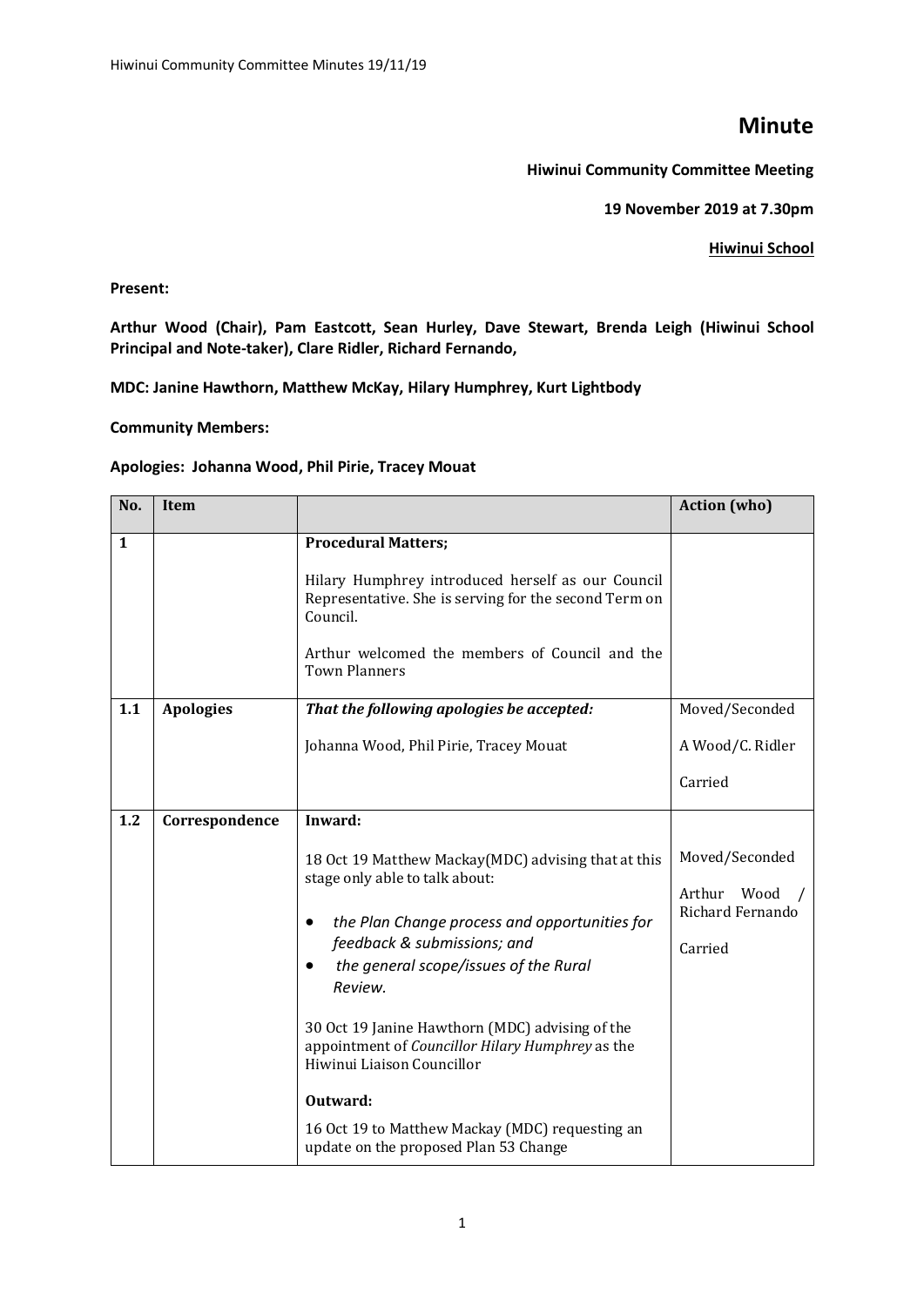# Minute

**Hiwinui Community Committee Meeting**

**19 November 2019 at 7.30pm**

**Hiwinui School**

**Present:**

**Arthur Wood (Chair), Pam Eastcott, Sean Hurley, Dave Stewart, Brenda Leigh (Hiwinui School Principal and Note-taker), Clare Ridler, Richard Fernando,**

**MDC: Janine Hawthorn, Matthew McKay, Hilary Humphrey, Kurt Lightbody**

**Community Members:**

**Apologies: Johanna Wood, Phil Pirie, Tracey Mouat**

| No. | Item | | Action (who) |
|---|---|---|---|
| **1** | | **Procedural Matters;**<br><br>Hilary Humphrey introduced herself as our Council Representative. She is serving for the second Term on Council.<br><br>Arthur welcomed the members of Council and the Town Planners | |
| **1.1** | **Apologies** | ***That the following apologies be accepted:***<br><br>Johanna Wood, Phil Pirie, Tracey Mouat | Moved/Seconded<br><br>A Wood/C. Ridler<br><br>Carried |
| **1.2** | **Correspondence** | **Inward:**<br><br>18 Oct 19 Matthew Mackay(MDC) advising that at this stage only able to talk about:<br>• *the Plan Change process and opportunities for feedback & submissions; and*<br>• *the general scope/issues of the Rural Review.*<br><br>30 Oct 19 Janine Hawthorn (MDC) advising of the appointment of *Councillor Hilary Humphrey* as the Hiwinui Liaison Councillor<br><br>**Outward:**<br><br>16 Oct 19 to Matthew Mackay (MDC) requesting an update on the proposed Plan 53 Change | Moved/Seconded<br><br>Arthur Wood / Richard Fernando<br><br>Carried |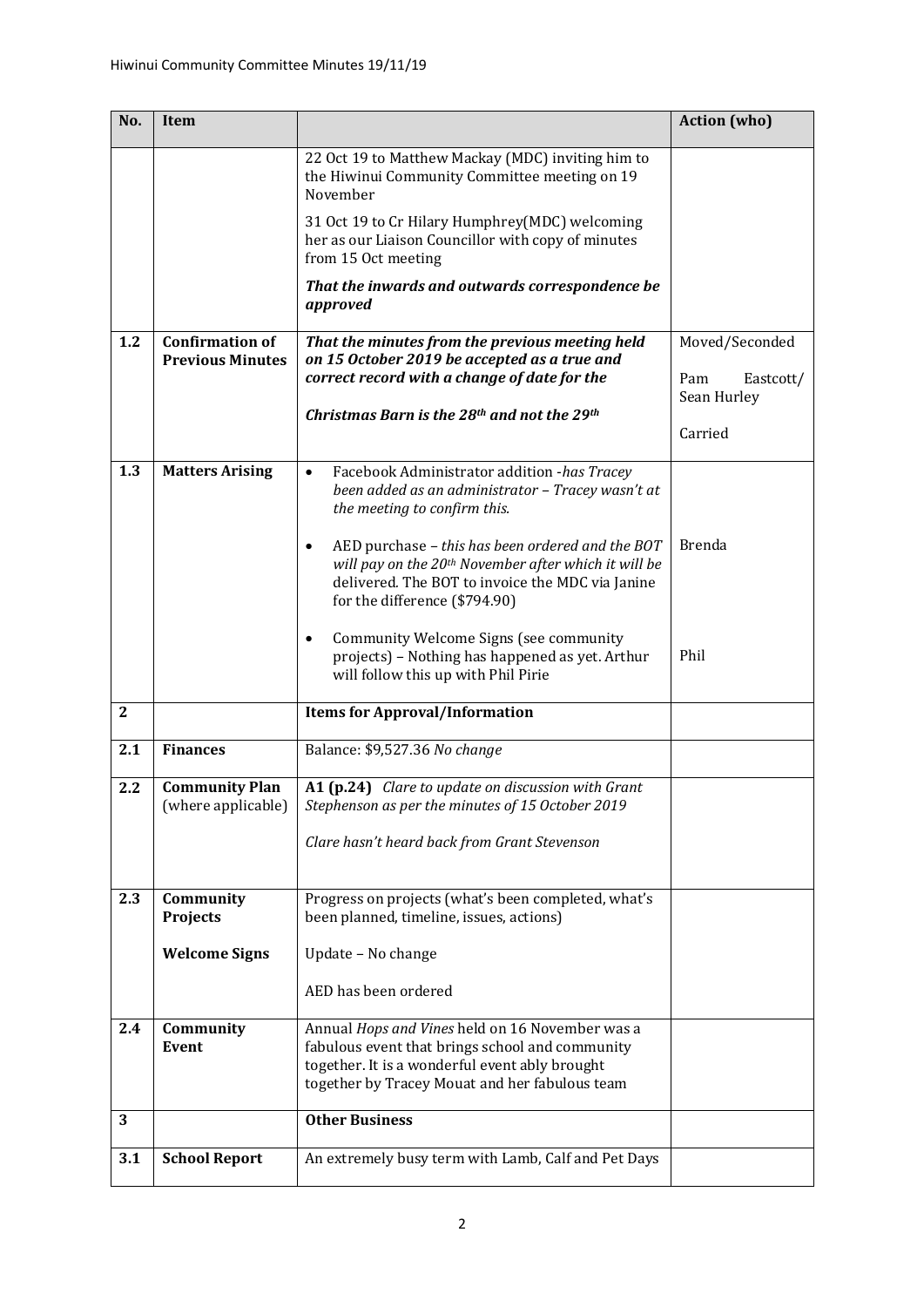| No. | Item | | Action (who) |
|---|---|---|---|
| | | 22 Oct 19 to Matthew Mackay (MDC) inviting him to the Hiwinui Community Committee meeting on 19 November<br><br>31 Oct 19 to Cr Hilary Humphrey(MDC) welcoming her as our Liaison Councillor with copy of minutes from 15 Oct meeting<br><br>***That the inwards and outwards correspondence be approved*** | |
| **1.2** | **Confirmation of Previous Minutes** | ***That the minutes from the previous meeting held on 15 October 2019 be accepted as a true and correct record with a change of date for the Christmas Barn is the 28th and not the 29th*** | Moved/Seconded<br><br>Pam Eastcott/ Sean Hurley<br><br>Carried |
| **1.3** | **Matters Arising** | • Facebook Administrator addition -*has Tracey been added as an administrator – Tracey wasn't at the meeting to confirm this.*<br><br>• AED purchase – *this has been ordered and the BOT will pay on the 20th November after which it will be* delivered. The BOT to invoice the MDC via Janine for the difference ($794.90)<br><br>• Community Welcome Signs (see community projects) – Nothing has happened as yet. Arthur will follow this up with Phil Pirie | <br><br>Brenda<br><br><br><br>Phil |
| **2** | | **Items for Approval/Information** | |
| **2.1** | **Finances** | Balance: $9,527.36 *No change* | |
| **2.2** | **Community Plan** (where applicable) | **A1 (p.24)** *Clare to update on discussion with Grant Stephenson as per the minutes of 15 October 2019*<br><br>*Clare hasn't heard back from Grant Stevenson* | |
| **2.3** | **Community Projects**<br><br>**Welcome Signs** | Progress on projects (what's been completed, what's been planned, timeline, issues, actions)<br><br>Update – No change<br><br>AED has been ordered | |
| **2.4** | **Community Event** | Annual *Hops and Vines* held on 16 November was a fabulous event that brings school and community together. It is a wonderful event ably brought together by Tracey Mouat and her fabulous team | |
| **3** | | **Other Business** | |
| **3.1** | **School Report** | An extremely busy term with Lamb, Calf and Pet Days | |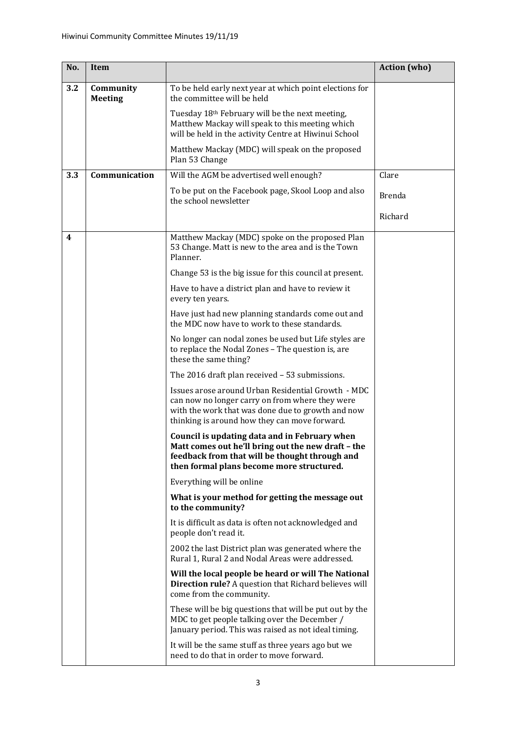| No. | Item | | Action (who) |
|---|---|---|---|
| 3.2 | **Community Meeting** | To be held early next year at which point elections for the committee will be held<br><br>Tuesday 18th February will be the next meeting, Matthew Mackay will speak to this meeting which will be held in the activity Centre at Hiwinui School<br><br>Matthew Mackay (MDC) will speak on the proposed Plan 53 Change | |
| 3.3 | **Communication** | Will the AGM be advertised well enough?<br><br>To be put on the Facebook page, Skool Loop and also the school newsletter | Clare<br><br>Brenda<br><br>Richard |
| 4 | | Matthew Mackay (MDC) spoke on the proposed Plan 53 Change. Matt is new to the area and is the Town Planner.<br><br>Change 53 is the big issue for this council at present.<br><br>Have to have a district plan and have to review it every ten years.<br><br>Have just had new planning standards come out and the MDC now have to work to these standards.<br><br>No longer can nodal zones be used but Life styles are to replace the Nodal Zones – The question is, are these the same thing?<br><br>The 2016 draft plan received – 53 submissions.<br><br>Issues arose around Urban Residential Growth - MDC can now no longer carry on from where they were with the work that was done due to growth and now thinking is around how they can move forward.<br><br>**Council is updating data and in February when Matt comes out he'll bring out the new draft – the feedback from that will be thought through and then formal plans become more structured.**<br><br>Everything will be online<br><br>**What is your method for getting the message out to the community?**<br><br>It is difficult as data is often not acknowledged and people don't read it.<br><br>2002 the last District plan was generated where the Rural 1, Rural 2 and Nodal Areas were addressed.<br><br>**Will the local people be heard or will The National Direction rule?** A question that Richard believes will come from the community.<br><br>These will be big questions that will be put out by the MDC to get people talking over the December / January period. This was raised as not ideal timing.<br><br>It will be the same stuff as three years ago but we need to do that in order to move forward. | |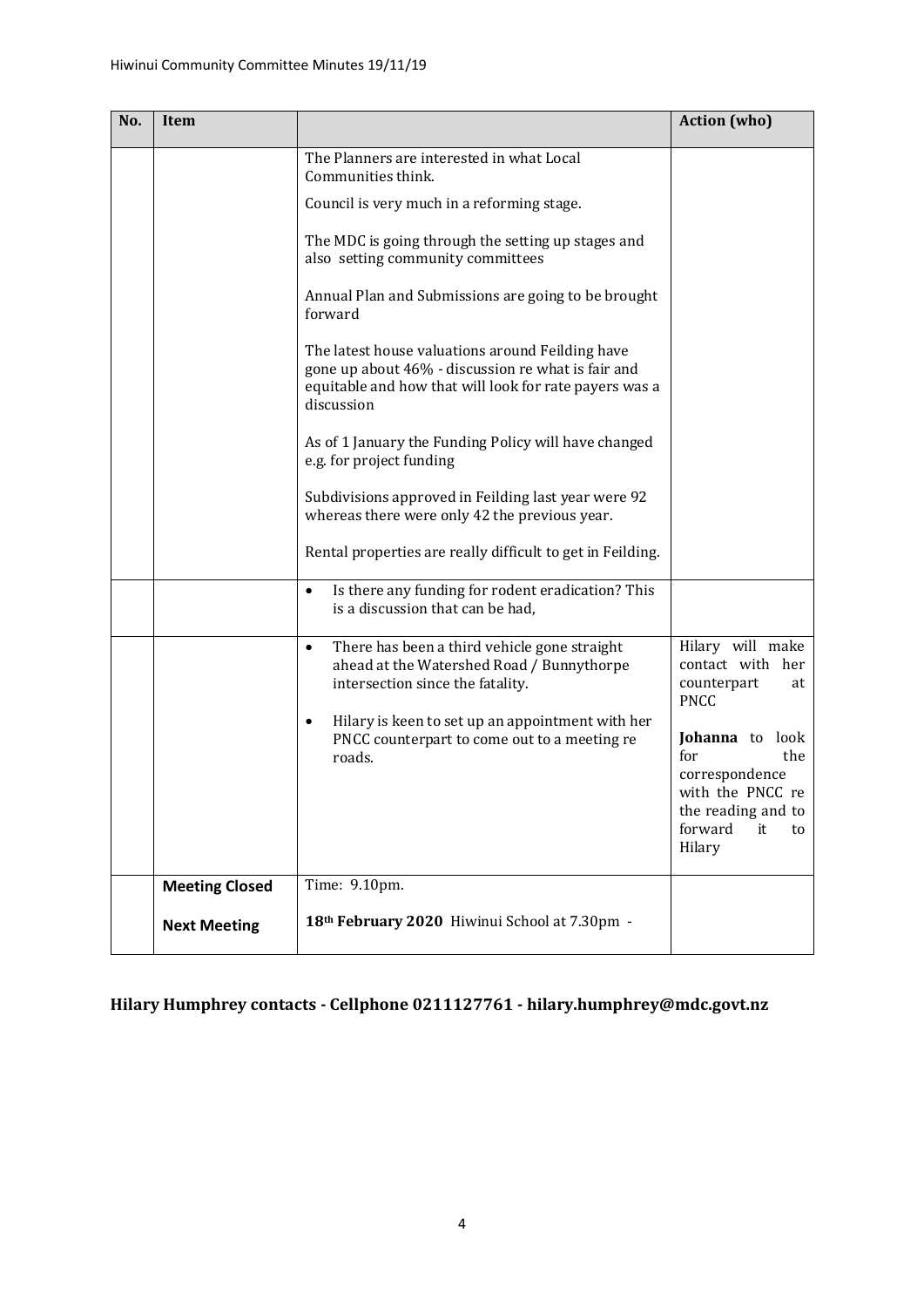| No. | Item | | Action (who) |
|---|---|---|---|
| | | The Planners are interested in what Local Communities think.<br><br>Council is very much in a reforming stage.<br><br>The MDC is going through the setting up stages and also setting community committees<br><br>Annual Plan and Submissions are going to be brought forward<br><br>The latest house valuations around Feilding have gone up about 46% - discussion re what is fair and equitable and how that will look for rate payers was a discussion<br><br>As of 1 January the Funding Policy will have changed e.g. for project funding<br><br>Subdivisions approved in Feilding last year were 92 whereas there were only 42 the previous year.<br><br>Rental properties are really difficult to get in Feilding. | |
| | | • Is there any funding for rodent eradication? This is a discussion that can be had, | |
| | | • There has been a third vehicle gone straight ahead at the Watershed Road / Bunnythorpe intersection since the fatality.<br><br>• Hilary is keen to set up an appointment with her PNCC counterpart to come out to a meeting re roads. | Hilary will make contact with her counterpart at PNCC<br><br>**Johanna** to look for the correspondence with the PNCC re the reading and to forward it to Hilary |
| | **Meeting Closed**<br><br>**Next Meeting** | Time: 9.10pm.<br><br>**18th February 2020** Hiwinui School at 7.30pm - | |

**Hilary Humphrey contacts - Cellphone 0211127761 - hilary.humphrey@mdc.govt.nz**